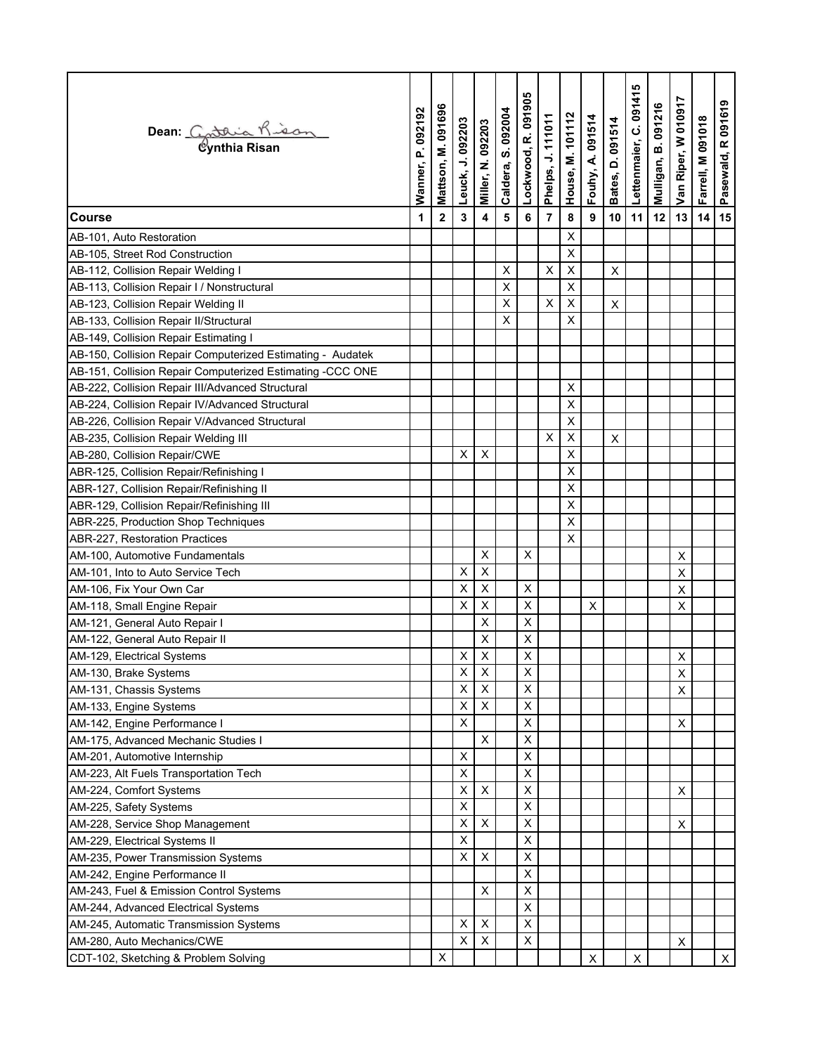Dean: Cynthia Risan

| Course | Wanner, P. 092192 | Mattson, M. 091696 | Leuck, J. 092203 | Miller, N. 092203 | Caldera, S. 092004 | Lockwood, R. 091905 | Phelps, J. 111011 | House, M. 101112 | Fouhy, A. 091514 | Bates, D. 091514 | Lettenmaier, C. 091415 | Mulligan, B. 091216 | Van Riper, W 010917 | Farrell, M 091018 | Pasewald, R 091619 |
|---|---|---|---|---|---|---|---|---|---|---|---|---|---|---|---|
| | 1 | 2 | 3 | 4 | 5 | 6 | 7 | 8 | 9 | 10 | 11 | 12 | 13 | 14 | 15 |
| AB-101, Auto Restoration | | | | | | | | X | | | | | | | |
| AB-105, Street Rod Construction | | | | | | | | X | | | | | | | |
| AB-112, Collision Repair Welding I | | | | | X | | X | X | | X | | | | | |
| AB-113, Collision Repair I / Nonstructural | | | | | X | | | X | | | | | | | |
| AB-123, Collision Repair Welding II | | | | | X | | X | X | | X | | | | | |
| AB-133, Collision Repair II/Structural | | | | | X | | | X | | | | | | | |
| AB-149, Collision Repair Estimating I | | | | | | | | | | | | | | | |
| AB-150, Collision Repair Computerized Estimating - Audatek | | | | | | | | | | | | | | | |
| AB-151, Collision Repair Computerized Estimating -CCC ONE | | | | | | | | | | | | | | | |
| AB-222, Collision Repair III/Advanced Structural | | | | | | | | X | | | | | | | |
| AB-224, Collision Repair IV/Advanced Structural | | | | | | | | X | | | | | | | |
| AB-226, Collision Repair V/Advanced Structural | | | | | | | | X | | | | | | | |
| AB-235, Collision Repair Welding III | | | | | | | X | X | | X | | | | | |
| AB-280, Collision Repair/CWE | | | X | X | | | | X | | | | | | | |
| ABR-125, Collision Repair/Refinishing I | | | | | | | | X | | | | | | | |
| ABR-127, Collision Repair/Refinishing II | | | | | | | | X | | | | | | | |
| ABR-129, Collision Repair/Refinishing III | | | | | | | | X | | | | | | | |
| ABR-225, Production Shop Techniques | | | | | | | | X | | | | | | | |
| ABR-227, Restoration Practices | | | | | | | | X | | | | | | | |
| AM-100, Automotive Fundamentals | | | | X | | X | | | | | | | X | | |
| AM-101, Into to Auto Service Tech | | | X | X | | | | | | | | | X | | |
| AM-106, Fix Your Own Car | | | X | X | | X | | | | | | | X | | |
| AM-118, Small Engine Repair | | | X | X | | X | | | X | | | | X | | |
| AM-121, General Auto Repair I | | | | X | | X | | | | | | | | | |
| AM-122, General Auto Repair II | | | | X | | X | | | | | | | | | |
| AM-129, Electrical Systems | | | X | X | | X | | | | | | | X | | |
| AM-130, Brake Systems | | | X | X | | X | | | | | | | X | | |
| AM-131, Chassis Systems | | | X | X | | X | | | | | | | X | | |
| AM-133, Engine Systems | | | X | X | | X | | | | | | | | | |
| AM-142, Engine Performance I | | | X | | | X | | | | | | | X | | |
| AM-175, Advanced Mechanic Studies I | | | | X | | X | | | | | | | | | |
| AM-201, Automotive Internship | | | X | | | X | | | | | | | | | |
| AM-223, Alt Fuels Transportation Tech | | | X | | | X | | | | | | | | | |
| AM-224, Comfort Systems | | | X | X | | X | | | | | | | X | | |
| AM-225, Safety Systems | | | X | | | X | | | | | | | | | |
| AM-228, Service Shop Management | | | X | X | | X | | | | | | | X | | |
| AM-229, Electrical Systems II | | | X | | | X | | | | | | | | | |
| AM-235, Power Transmission Systems | | | X | X | | X | | | | | | | | | |
| AM-242, Engine Performance II | | | | | | X | | | | | | | | | |
| AM-243, Fuel & Emission Control Systems | | | | X | | X | | | | | | | | | |
| AM-244, Advanced Electrical Systems | | | | | | X | | | | | | | | | |
| AM-245, Automatic Transmission Systems | | | X | X | | X | | | | | | | | | |
| AM-280, Auto Mechanics/CWE | | | X | X | | X | | | | | | | X | | |
| CDT-102, Sketching & Problem Solving | | X | | | | | | | X | | X | | | | X |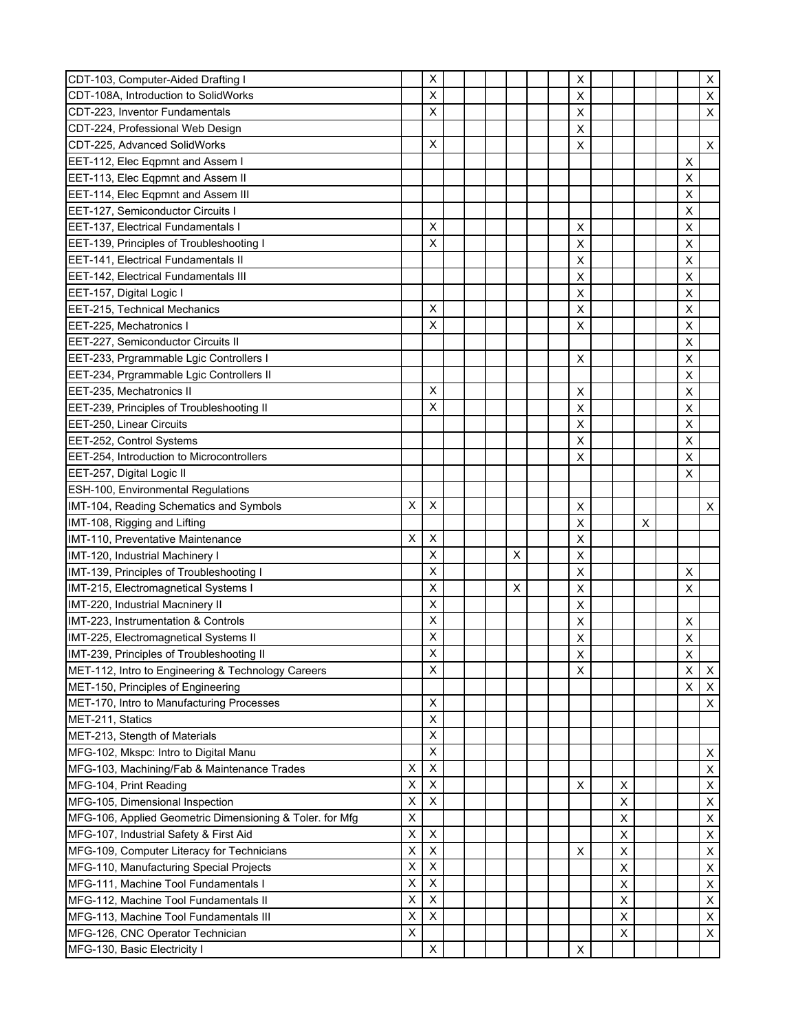| Course | | | | | | | | | | | | | | | |
|---|---|---|---|---|---|---|---|---|---|---|---|---|---|---|---|
| CDT-103, Computer-Aided Drafting I | | X | | | | | | | X | | | | | | X |
| CDT-108A, Introduction to SolidWorks | | X | | | | | | | X | | | | | | X |
| CDT-223, Inventor Fundamentals | | X | | | | | | | X | | | | | | X |
| CDT-224, Professional Web Design | | | | | | | | | X | | | | | | |
| CDT-225, Advanced SolidWorks | | X | | | | | | | X | | | | | | X |
| EET-112, Elec Eqpmnt and Assem I | | | | | | | | | | | | | | X | |
| EET-113, Elec Eqpmnt and Assem II | | | | | | | | | | | | | | X | |
| EET-114, Elec Eqpmnt and Assem III | | | | | | | | | | | | | | X | |
| EET-127, Semiconductor Circuits I | | | | | | | | | | | | | | X | |
| EET-137, Electrical Fundamentals I | | X | | | | | | | X | | | | | X | |
| EET-139, Principles of Troubleshooting I | | X | | | | | | | X | | | | | X | |
| EET-141, Electrical Fundamentals II | | | | | | | | | X | | | | | X | |
| EET-142, Electrical Fundamentals III | | | | | | | | | X | | | | | X | |
| EET-157, Digital Logic I | | | | | | | | | X | | | | | X | |
| EET-215, Technical Mechanics | | X | | | | | | | X | | | | | X | |
| EET-225, Mechatronics I | | X | | | | | | | X | | | | | X | |
| EET-227, Semiconductor Circuits II | | | | | | | | | | | | | | X | |
| EET-233, Prgrammable Lgic Controllers I | | | | | | | | | X | | | | | X | |
| EET-234, Prgrammable Lgic Controllers II | | | | | | | | | | | | | | X | |
| EET-235, Mechatronics II | | X | | | | | | | X | | | | | X | |
| EET-239, Principles of Troubleshooting II | | X | | | | | | | X | | | | | X | |
| EET-250, Linear Circuits | | | | | | | | | X | | | | | X | |
| EET-252, Control Systems | | | | | | | | | X | | | | | X | |
| EET-254, Introduction to Microcontrollers | | | | | | | | | X | | | | | X | |
| EET-257, Digital Logic II | | | | | | | | | | | | | | X | |
| ESH-100, Environmental Regulations | | | | | | | | | | | | | | | |
| IMT-104, Reading Schematics and Symbols | X | X | | | | | | | X | | | | | | X |
| IMT-108, Rigging and Lifting | | | | | | | | | X | | | X | | | |
| IMT-110, Preventative Maintenance | X | X | | | | | | | X | | | | | | |
| IMT-120, Industrial Machinery I | | X | | | | X | | | X | | | | | | |
| IMT-139, Principles of Troubleshooting I | | X | | | | | | | X | | | | | X | |
| IMT-215, Electromagnetical Systems I | | X | | | | X | | | X | | | | | X | |
| IMT-220, Industrial Macninery II | | X | | | | | | | X | | | | | | |
| IMT-223, Instrumentation & Controls | | X | | | | | | | X | | | | | X | |
| IMT-225, Electromagnetical Systems II | | X | | | | | | | X | | | | | X | |
| IMT-239, Principles of Troubleshooting II | | X | | | | | | | X | | | | | X | |
| MET-112, Intro to Engineering & Technology Careers | | X | | | | | | | X | | | | | X | X |
| MET-150, Principles of Engineering | | | | | | | | | | | | | | X | X |
| MET-170, Intro to Manufacturing Processes | | X | | | | | | | | | | | | | X |
| MET-211, Statics | | X | | | | | | | | | | | | | |
| MET-213, Stength of Materials | | X | | | | | | | | | | | | | |
| MFG-102, Mkspc: Intro to Digital Manu | | X | | | | | | | | | | | | | X |
| MFG-103, Machining/Fab & Maintenance Trades | X | X | | | | | | | | | | | | | X |
| MFG-104, Print Reading | X | X | | | | | | | X | | X | | | | X |
| MFG-105, Dimensional Inspection | X | X | | | | | | | | | X | | | | X |
| MFG-106, Applied Geometric Dimensioning & Toler. for Mfg | X | | | | | | | | | | X | | | | X |
| MFG-107, Industrial Safety & First Aid | X | X | | | | | | | | | X | | | | X |
| MFG-109, Computer Literacy for Technicians | X | X | | | | | | | X | | X | | | | X |
| MFG-110, Manufacturing Special Projects | X | X | | | | | | | | | X | | | | X |
| MFG-111, Machine Tool Fundamentals I | X | X | | | | | | | | | X | | | | X |
| MFG-112, Machine Tool Fundamentals II | X | X | | | | | | | | | X | | | | X |
| MFG-113, Machine Tool Fundamentals III | X | X | | | | | | | | | X | | | | X |
| MFG-126, CNC Operator Technician | X | | | | | | | | | | X | | | | X |
| MFG-130, Basic Electricity I | | X | | | | | | | X | | | | | | |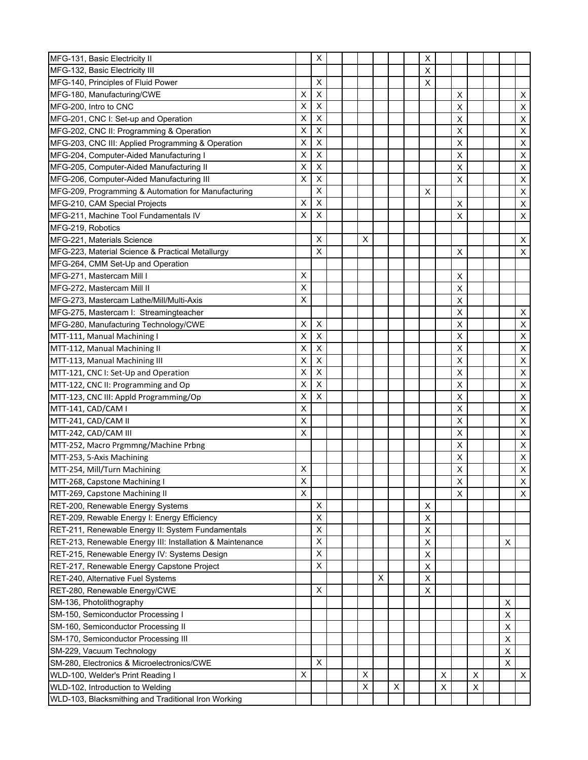| | | | | | | | | | | | | | | | |
|---|---|---|---|---|---|---|---|---|---|---|---|---|---|---|---|
| MFG-131, Basic Electricity II | | X | | | | | | | X | | | | | | |
| MFG-132, Basic Electricity III | | | | | | | | | X | | | | | | |
| MFG-140, Principles of Fluid Power | | X | | | | | | | X | | | | | | |
| MFG-180, Manufacturing/CWE | X | X | | | | | | | | | X | | | | X |
| MFG-200, Intro to CNC | X | X | | | | | | | | | X | | | | X |
| MFG-201, CNC I: Set-up and Operation | X | X | | | | | | | | | X | | | | X |
| MFG-202, CNC II: Programming & Operation | X | X | | | | | | | | | X | | | | X |
| MFG-203, CNC III: Applied Programming & Operation | X | X | | | | | | | | | X | | | | X |
| MFG-204, Computer-Aided Manufacturing I | X | X | | | | | | | | | X | | | | X |
| MFG-205, Computer-Aided Manufacturing II | X | X | | | | | | | | | X | | | | X |
| MFG-206, Computer-Aided Manufacturing III | X | X | | | | | | | | | X | | | | X |
| MFG-209, Programming & Automation for Manufacturing | | X | | | | | | | X | | | | | | X |
| MFG-210, CAM Special Projects | X | X | | | | | | | | | X | | | | X |
| MFG-211, Machine Tool Fundamentals IV | X | X | | | | | | | | | X | | | | X |
| MFG-219, Robotics | | | | | | | | | | | | | | | |
| MFG-221, Materials Science | | X | | | X | | | | | | | | | | X |
| MFG-223, Material Science & Practical Metallurgy | | X | | | | | | | | | X | | | | X |
| MFG-264, CMM Set-Up and Operation | | | | | | | | | | | | | | | |
| MFG-271, Mastercam Mill I | X | | | | | | | | | | X | | | | |
| MFG-272, Mastercam Mill II | X | | | | | | | | | | X | | | | |
| MFG-273, Mastercam Lathe/Mill/Multi-Axis | X | | | | | | | | | | X | | | | |
| MFG-275, Mastercam I: Streamingteacher | | | | | | | | | | | X | | | | X |
| MFG-280, Manufacturing Technology/CWE | X | X | | | | | | | | | X | | | | X |
| MTT-111, Manual Machining I | X | X | | | | | | | | | X | | | | X |
| MTT-112, Manual Machining II | X | X | | | | | | | | | X | | | | X |
| MTT-113, Manual Machining III | X | X | | | | | | | | | X | | | | X |
| MTT-121, CNC I: Set-Up and Operation | X | X | | | | | | | | | X | | | | X |
| MTT-122, CNC II: Programming and Op | X | X | | | | | | | | | X | | | | X |
| MTT-123, CNC III: Appld Programming/Op | X | X | | | | | | | | | X | | | | X |
| MTT-141, CAD/CAM I | X | | | | | | | | | | X | | | | X |
| MTT-241, CAD/CAM II | X | | | | | | | | | | X | | | | X |
| MTT-242, CAD/CAM III | X | | | | | | | | | | X | | | | X |
| MTT-252, Macro Prgmmng/Machine Prbng | | | | | | | | | | | X | | | | X |
| MTT-253, 5-Axis Machining | | | | | | | | | | | X | | | | X |
| MTT-254, Mill/Turn Machining | X | | | | | | | | | | X | | | | X |
| MTT-268, Capstone Machining I | X | | | | | | | | | | X | | | | X |
| MTT-269, Capstone Machining II | X | | | | | | | | | | X | | | | X |
| RET-200, Renewable Energy Systems | | X | | | | | | | X | | | | | | |
| RET-209, Rewable Energy I: Energy Efficiency | | X | | | | | | | X | | | | | | |
| RET-211, Renewable Energy II: System Fundamentals | | X | | | | | | | X | | | | | | |
| RET-213, Renewable Energy III: Installation & Maintenance | | X | | | | | | | X | | | | | X | |
| RET-215, Renewable Energy IV: Systems Design | | X | | | | | | | X | | | | | | |
| RET-217, Renewable Energy Capstone Project | | X | | | | | | | X | | | | | | |
| RET-240, Alternative Fuel Systems | | | | | | X | | | X | | | | | | |
| RET-280, Renewable Energy/CWE | | X | | | | | | | X | | | | | | |
| SM-136, Photolithography | | | | | | | | | | | | | | X | |
| SM-150, Semiconductor Processing I | | | | | | | | | | | | | | X | |
| SM-160, Semiconductor Processing II | | | | | | | | | | | | | | X | |
| SM-170, Semiconductor Processing III | | | | | | | | | | | | | | X | |
| SM-229, Vacuum Technology | | | | | | | | | | | | | | X | |
| SM-280, Electronics & Microelectronics/CWE | | X | | | | | | | | | | | | X | |
| WLD-100, Welder's Print Reading I | X | | | | X | | | | | X | | X | | | X |
| WLD-102, Introduction to Welding | | | | | X | | X | | | X | | X | | | |
| WLD-103, Blacksmithing and Traditional Iron Working | | | | | | | | | | | | | | | |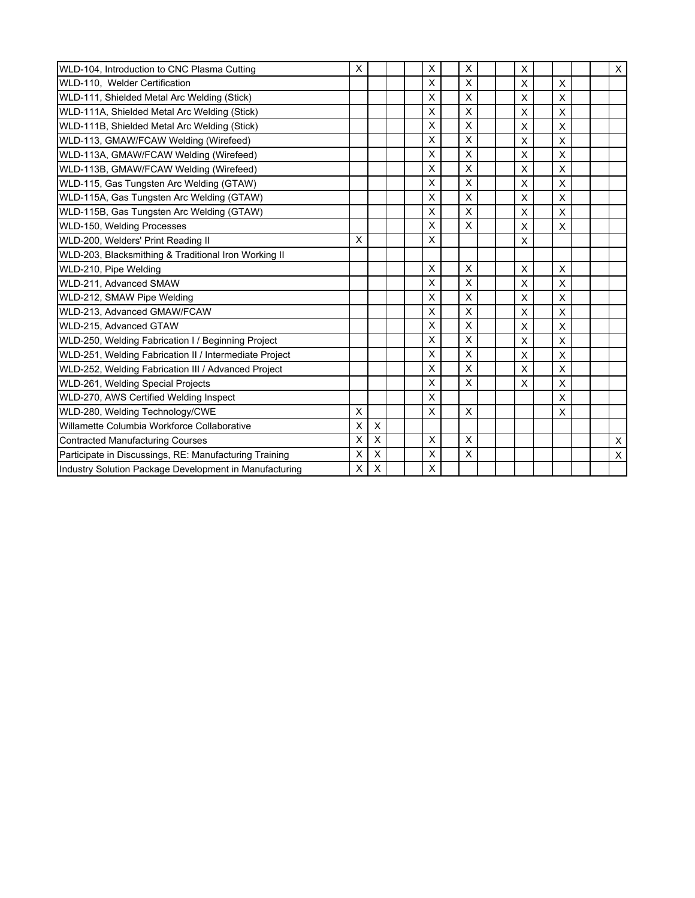| | | | | | | | | | | | | | | | |
|---|---|---|---|---|---|---|---|---|---|---|---|---|---|---|---|
| WLD-104, Introduction to CNC Plasma Cutting | X | | | | X | | X | | | X | | | | | X |
| WLD-110, Welder Certification | | | | | X | | X | | | X | | X | | | |
| WLD-111, Shielded Metal Arc Welding (Stick) | | | | | X | | X | | | X | | X | | | |
| WLD-111A, Shielded Metal Arc Welding (Stick) | | | | | X | | X | | | X | | X | | | |
| WLD-111B, Shielded Metal Arc Welding (Stick) | | | | | X | | X | | | X | | X | | | |
| WLD-113, GMAW/FCAW Welding (Wirefeed) | | | | | X | | X | | | X | | X | | | |
| WLD-113A, GMAW/FCAW Welding (Wirefeed) | | | | | X | | X | | | X | | X | | | |
| WLD-113B, GMAW/FCAW Welding (Wirefeed) | | | | | X | | X | | | X | | X | | | |
| WLD-115, Gas Tungsten Arc Welding (GTAW) | | | | | X | | X | | | X | | X | | | |
| WLD-115A, Gas Tungsten Arc Welding (GTAW) | | | | | X | | X | | | X | | X | | | |
| WLD-115B, Gas Tungsten Arc Welding (GTAW) | | | | | X | | X | | | X | | X | | | |
| WLD-150, Welding Processes | | | | | X | | X | | | X | | X | | | |
| WLD-200, Welders' Print Reading II | X | | | | X | | | | | X | | | | | |
| WLD-203, Blacksmithing & Traditional Iron Working II | | | | | | | | | | | | | | | |
| WLD-210, Pipe Welding | | | | | X | | X | | | X | | X | | | |
| WLD-211, Advanced SMAW | | | | | X | | X | | | X | | X | | | |
| WLD-212, SMAW Pipe Welding | | | | | X | | X | | | X | | X | | | |
| WLD-213, Advanced GMAW/FCAW | | | | | X | | X | | | X | | X | | | |
| WLD-215, Advanced GTAW | | | | | X | | X | | | X | | X | | | |
| WLD-250, Welding Fabrication I / Beginning Project | | | | | X | | X | | | X | | X | | | |
| WLD-251, Welding Fabrication II / Intermediate Project | | | | | X | | X | | | X | | X | | | |
| WLD-252, Welding Fabrication III / Advanced Project | | | | | X | | X | | | X | | X | | | |
| WLD-261, Welding Special Projects | | | | | X | | X | | | X | | X | | | |
| WLD-270, AWS Certified Welding Inspect | | | | | X | | | | | | | X | | | |
| WLD-280, Welding Technology/CWE | X | | | | X | | X | | | | | X | | | |
| Willamette Columbia Workforce Collaborative | X | X | | | | | | | | | | | | | |
| Contracted Manufacturing Courses | X | X | | | X | | X | | | | | | | | X |
| Participate in Discussings, RE: Manufacturing Training | X | X | | | X | | X | | | | | | | | X |
| Industry Solution Package Development in Manufacturing | X | X | | | X | | | | | | | | | | |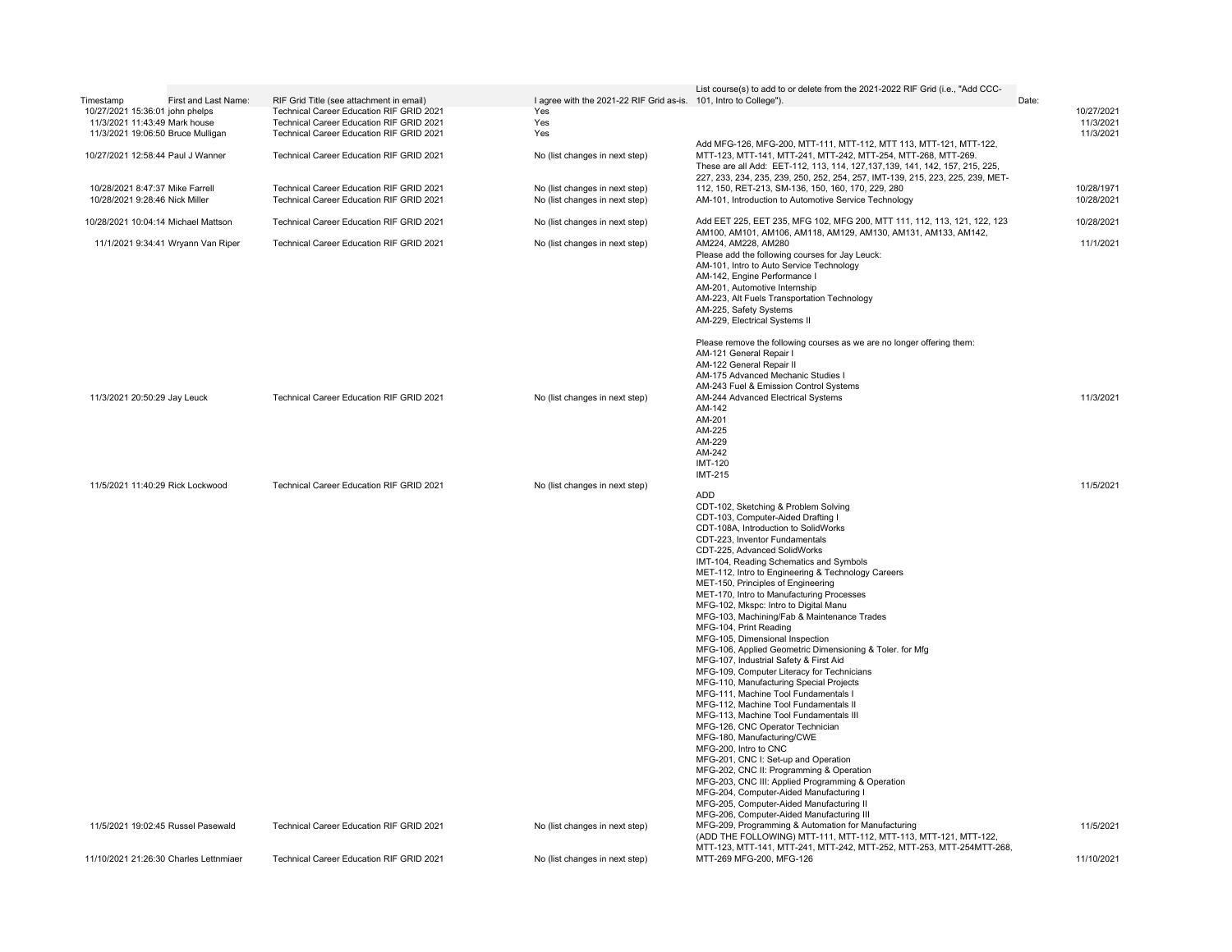| Timestamp | First and Last Name: | RIF Grid Title (see attachment in email) | I agree with the 2021-22 RIF Grid as-is. | List course(s) to add to or delete from the 2021-2022 RIF Grid (i.e., "Add CCC-101, Intro to College"). | Date: |
|---|---|---|---|---|---|
| 10/27/2021 15:36:01 | john phelps | Technical Career Education RIF GRID 2021 | Yes | | 10/27/2021 |
| 11/3/2021 11:43:49 | Mark house | Technical Career Education RIF GRID 2021 | Yes | | 11/3/2021 |
| 11/3/2021 19:06:50 | Bruce Mulligan | Technical Career Education RIF GRID 2021 | Yes | | 11/3/2021 |
| 10/27/2021 12:58:44 | Paul J Wanner | Technical Career Education RIF GRID 2021 | No (list changes in next step) | Add MFG-126, MFG-200, MTT-111, MTT-112, MTT 113, MTT-121, MTT-122, MTT-123, MTT-141, MTT-241, MTT-242, MTT-254, MTT-268, MTT-269. | |
| 10/28/2021 8:47:37 | Mike Farrell | Technical Career Education RIF GRID 2021 | No (list changes in next step) | These are all Add: EET-112, 113, 114, 127,137,139, 141, 142, 157, 215, 225, 227, 233, 234, 235, 239, 250, 252, 254, 257, IMT-139, 215, 223, 225, 239, MET-112, 150, RET-213, SM-136, 150, 160, 170, 229, 280 | 10/28/1971 |
| 10/28/2021 9:28:46 | Nick Miller | Technical Career Education RIF GRID 2021 | No (list changes in next step) | AM-101, Introduction to Automotive Service Technology | 10/28/2021 |
| 10/28/2021 10:04:14 | Michael Mattson | Technical Career Education RIF GRID 2021 | No (list changes in next step) | Add EET 225, EET 235, MFG 102, MFG 200, MTT 111, 112, 113, 121, 122, 123 | 10/28/2021 |
| 11/1/2021 9:34:41 | Wryann Van Riper | Technical Career Education RIF GRID 2021 | No (list changes in next step) | AM100, AM101, AM106, AM118, AM129, AM130, AM131, AM133, AM142, AM224, AM228, AM280 | 11/1/2021 |
| 11/3/2021 20:50:29 | Jay Leuck | Technical Career Education RIF GRID 2021 | No (list changes in next step) | Please add the following courses for Jay Leuck:<br>AM-101, Intro to Auto Service Technology<br>AM-142, Engine Performance I<br>AM-201, Automotive Internship<br>AM-223, Alt Fuels Transportation Technology<br>AM-225, Safety Systems<br>AM-229, Electrical Systems II<br><br>Please remove the following courses as we are no longer offering them:<br>AM-121 General Repair I<br>AM-122 General Repair II<br>AM-175 Advanced Mechanic Studies I<br>AM-243 Fuel & Emission Control Systems<br>AM-244 Advanced Electrical Systems | 11/3/2021 |
| 11/5/2021 11:40:29 | Rick Lockwood | Technical Career Education RIF GRID 2021 | No (list changes in next step) | AM-142<br>AM-201<br>AM-225<br>AM-229<br>AM-242<br>IMT-120<br>IMT-215 | 11/5/2021 |
| 11/5/2021 19:02:45 | Russel Pasewald | Technical Career Education RIF GRID 2021 | No (list changes in next step) | ADD<br>CDT-102, Sketching & Problem Solving<br>CDT-103, Computer-Aided Drafting I<br>CDT-108A, Introduction to SolidWorks<br>CDT-223, Inventor Fundamentals<br>CDT-225, Advanced SolidWorks<br>IMT-104, Reading Schematics and Symbols<br>MET-112, Intro to Engineering & Technology Careers<br>MET-150, Principles of Engineering<br>MET-170, Intro to Manufacturing Processes<br>MFG-102, Mkspc: Intro to Digital Manu<br>MFG-103, Machining/Fab & Maintenance Trades<br>MFG-104, Print Reading<br>MFG-105, Dimensional Inspection<br>MFG-106, Applied Geometric Dimensioning & Toler. for Mfg<br>MFG-107, Industrial Safety & First Aid<br>MFG-109, Computer Literacy for Technicians<br>MFG-110, Manufacturing Special Projects<br>MFG-111, Machine Tool Fundamentals I<br>MFG-112, Machine Tool Fundamentals II<br>MFG-113, Machine Tool Fundamentals III<br>MFG-126, CNC Operator Technician<br>MFG-180, Manufacturing/CWE<br>MFG-200, Intro to CNC<br>MFG-201, CNC I: Set-up and Operation<br>MFG-202, CNC II: Programming & Operation<br>MFG-203, CNC III: Applied Programming & Operation<br>MFG-204, Computer-Aided Manufacturing I<br>MFG-205, Computer-Aided Manufacturing II<br>MFG-206, Computer-Aided Manufacturing III<br>MFG-209, Programming & Automation for Manufacturing | 11/5/2021 |
| 11/10/2021 21:26:30 | Charles Lettnmiaer | Technical Career Education RIF GRID 2021 | No (list changes in next step) | (ADD THE FOLLOWING) MTT-111, MTT-112, MTT-113, MTT-121, MTT-122, MTT-123, MTT-141, MTT-241, MTT-242, MTT-252, MTT-253, MTT-254MTT-268, MTT-269 MFG-200, MFG-126 | 11/10/2021 |